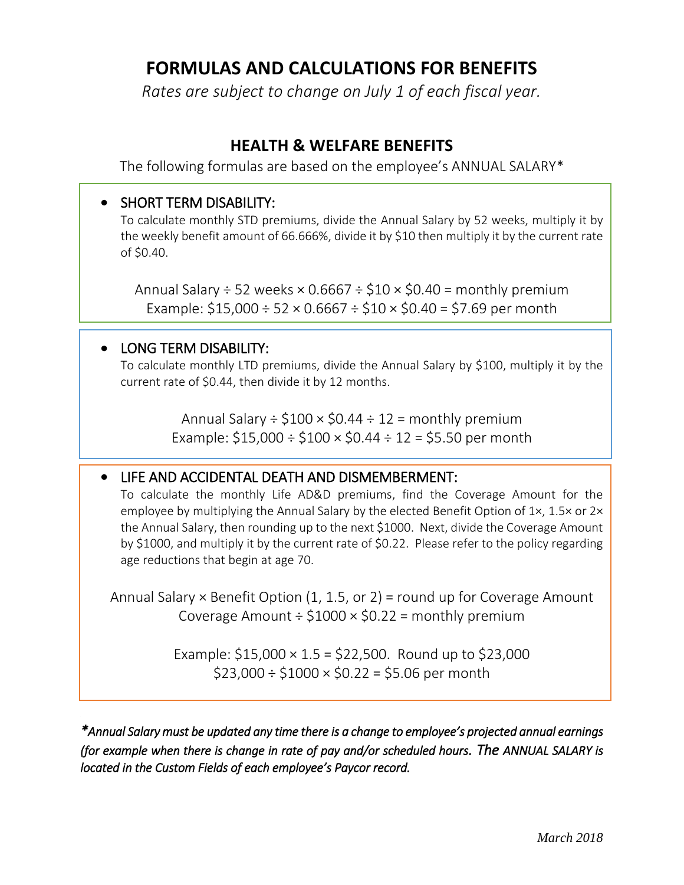# FORMULAS AND CALCULATIONS FOR BENEFITS

*Rates are subject to change on July 1 of each fiscal year.*

## HEALTH & WELFARE BENEFITS

The following formulas are based on the employee's ANNUAL SALARY*

- SHORT TERM DISABILITY:

  To calculate monthly STD premiums, divide the Annual Salary by 52 weeks, multiply it by the weekly benefit amount of 66.666%, divide it by $10 then multiply it by the current rate of $0.40.

  Annual Salary ÷ 52 weeks × 0.6667 ÷ $10 × $0.40 = monthly premium

  Example: $15,000 ÷ 52 × 0.6667 ÷ $10 × $0.40 = $7.69 per month

- LONG TERM DISABILITY:

  To calculate monthly LTD premiums, divide the Annual Salary by $100, multiply it by the current rate of $0.44, then divide it by 12 months.

  Annual Salary ÷ $100 × $0.44 ÷ 12 = monthly premium

  Example: $15,000 ÷ $100 × $0.44 ÷ 12 = $5.50 per month

- LIFE AND ACCIDENTAL DEATH AND DISMEMBERMENT:

  To calculate the monthly Life AD&D premiums, find the Coverage Amount for the employee by multiplying the Annual Salary by the elected Benefit Option of 1×, 1.5× or 2× the Annual Salary, then rounding up to the next $1000. Next, divide the Coverage Amount by $1000, and multiply it by the current rate of $0.22. Please refer to the policy regarding age reductions that begin at age 70.

  Annual Salary × Benefit Option (1, 1.5, or 2) = round up for Coverage Amount

  Coverage Amount ÷ $1000 × $0.22 = monthly premium

  Example: $15,000 × 1.5 = $22,500. Round up to $23,000

  $23,000 ÷ $1000 × $0.22 = $5.06 per month

***Annual Salary must be updated any time there is a change to employee's projected annual earnings (for example when there is change in rate of pay and/or scheduled hours. The ANNUAL SALARY is located in the Custom Fields of each employee's Paycor record.***

*March 2018*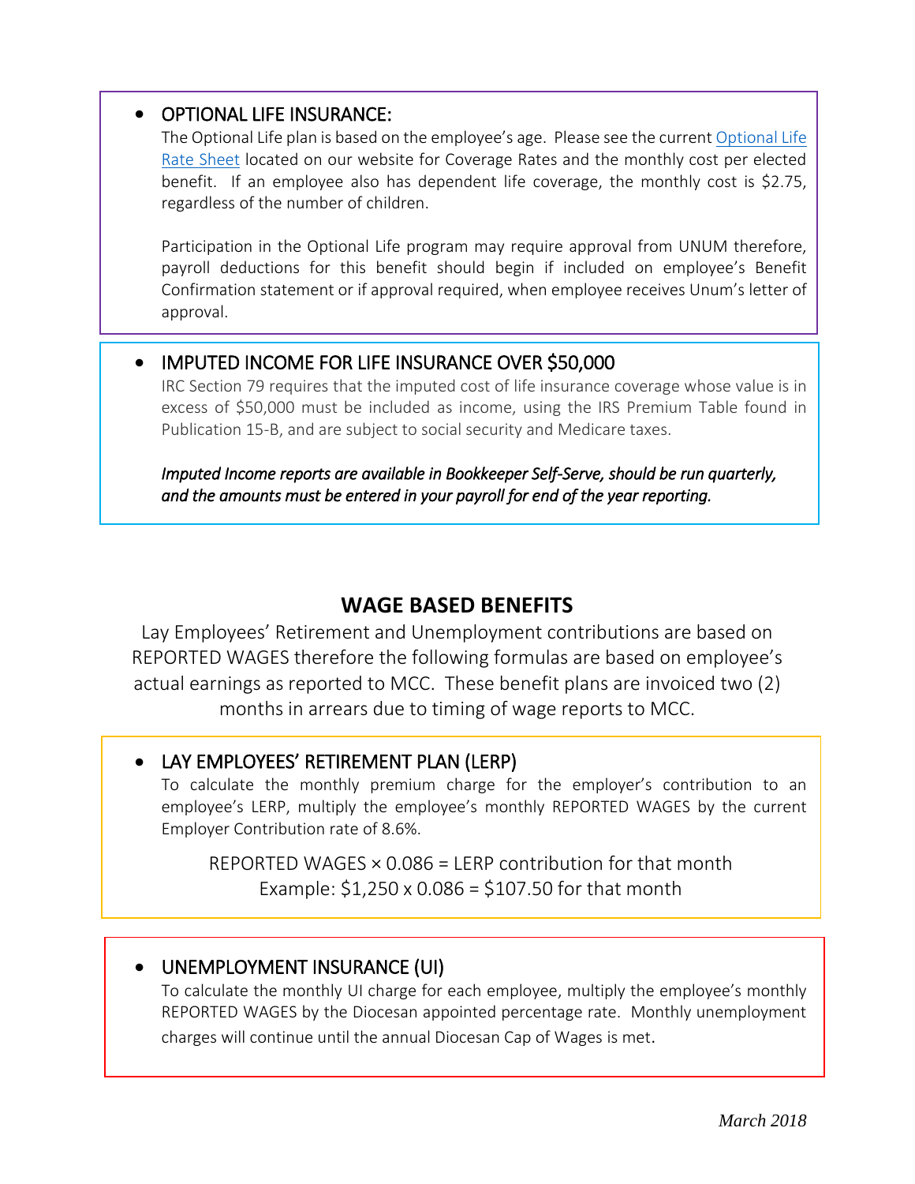- OPTIONAL LIFE INSURANCE:

  The Optional Life plan is based on the employee's age. Please see the current Optional Life Rate Sheet located on our website for Coverage Rates and the monthly cost per elected benefit. If an employee also has dependent life coverage, the monthly cost is $2.75, regardless of the number of children.

  Participation in the Optional Life program may require approval from UNUM therefore, payroll deductions for this benefit should begin if included on employee's Benefit Confirmation statement or if approval required, when employee receives Unum's letter of approval.

- IMPUTED INCOME FOR LIFE INSURANCE OVER $50,000

  IRC Section 79 requires that the imputed cost of life insurance coverage whose value is in excess of $50,000 must be included as income, using the IRS Premium Table found in Publication 15-B, and are subject to social security and Medicare taxes.

  *Imputed Income reports are available in Bookkeeper Self-Serve, should be run quarterly, and the amounts must be entered in your payroll for end of the year reporting.*

## WAGE BASED BENEFITS

Lay Employees' Retirement and Unemployment contributions are based on REPORTED WAGES therefore the following formulas are based on employee's actual earnings as reported to MCC. These benefit plans are invoiced two (2) months in arrears due to timing of wage reports to MCC.

- LAY EMPLOYEES' RETIREMENT PLAN (LERP)

  To calculate the monthly premium charge for the employer's contribution to an employee's LERP, multiply the employee's monthly REPORTED WAGES by the current Employer Contribution rate of 8.6%.

  REPORTED WAGES × 0.086 = LERP contribution for that month

  Example: $1,250 x 0.086 = $107.50 for that month

- UNEMPLOYMENT INSURANCE (UI)

  To calculate the monthly UI charge for each employee, multiply the employee's monthly REPORTED WAGES by the Diocesan appointed percentage rate. Monthly unemployment charges will continue until the annual Diocesan Cap of Wages is met.

*March 2018*